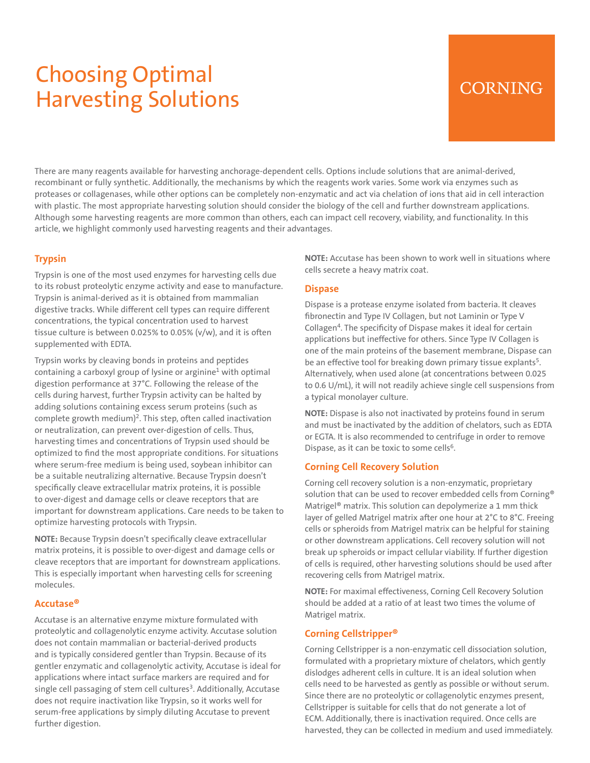# Choosing Optimal Harvesting Solutions

CORNING

There are many reagents available for harvesting anchorage-dependent cells. Options include solutions that are animal-derived, recombinant or fully synthetic. Additionally, the mechanisms by which the reagents work varies. Some work via enzymes such as proteases or collagenases, while other options can be completely non-enzymatic and act via chelation of ions that aid in cell interaction with plastic. The most appropriate harvesting solution should consider the biology of the cell and further downstream applications. Although some harvesting reagents are more common than others, each can impact cell recovery, viability, and functionality. In this article, we highlight commonly used harvesting reagents and their advantages.

## Trypsin

Trypsin is one of the most used enzymes for harvesting cells due to its robust proteolytic enzyme activity and ease to manufacture. Trypsin is animal-derived as it is obtained from mammalian digestive tracks. While different cell types can require different concentrations, the typical concentration used to harvest tissue culture is between 0.025% to 0.05% (v/w), and it is often supplemented with EDTA.

Trypsin works by cleaving bonds in proteins and peptides containing a carboxyl group of lysine or arginine[1] with optimal digestion performance at 37°C. Following the release of the cells during harvest, further Trypsin activity can be halted by adding solutions containing excess serum proteins (such as complete growth medium)[2]. This step, often called inactivation or neutralization, can prevent over-digestion of cells. Thus, harvesting times and concentrations of Trypsin used should be optimized to find the most appropriate conditions. For situations where serum-free medium is being used, soybean inhibitor can be a suitable neutralizing alternative. Because Trypsin doesn't specifically cleave extracellular matrix proteins, it is possible to over-digest and damage cells or cleave receptors that are important for downstream applications. Care needs to be taken to optimize harvesting protocols with Trypsin.

**NOTE:** Because Trypsin doesn't specifically cleave extracellular matrix proteins, it is possible to over-digest and damage cells or cleave receptors that are important for downstream applications. This is especially important when harvesting cells for screening molecules.

## Accutase®

Accutase is an alternative enzyme mixture formulated with proteolytic and collagenolytic enzyme activity. Accutase solution does not contain mammalian or bacterial-derived products and is typically considered gentler than Trypsin. Because of its gentler enzymatic and collagenolytic activity, Accutase is ideal for applications where intact surface markers are required and for single cell passaging of stem cell cultures[3]. Additionally, Accutase does not require inactivation like Trypsin, so it works well for serum-free applications by simply diluting Accutase to prevent further digestion.

**NOTE:** Accutase has been shown to work well in situations where cells secrete a heavy matrix coat.

## Dispase

Dispase is a protease enzyme isolated from bacteria. It cleaves fibronectin and Type IV Collagen, but not Laminin or Type V Collagen[4]. The specificity of Dispase makes it ideal for certain applications but ineffective for others. Since Type IV Collagen is one of the main proteins of the basement membrane, Dispase can be an effective tool for breaking down primary tissue explants[5]. Alternatively, when used alone (at concentrations between 0.025 to 0.6 U/mL), it will not readily achieve single cell suspensions from a typical monolayer culture.

**NOTE:** Dispase is also not inactivated by proteins found in serum and must be inactivated by the addition of chelators, such as EDTA or EGTA. It is also recommended to centrifuge in order to remove Dispase, as it can be toxic to some cells[6].

## Corning Cell Recovery Solution

Corning cell recovery solution is a non-enzymatic, proprietary solution that can be used to recover embedded cells from Corning® Matrigel® matrix. This solution can depolymerize a 1 mm thick layer of gelled Matrigel matrix after one hour at 2°C to 8°C. Freeing cells or spheroids from Matrigel matrix can be helpful for staining or other downstream applications. Cell recovery solution will not break up spheroids or impact cellular viability. If further digestion of cells is required, other harvesting solutions should be used after recovering cells from Matrigel matrix.

**NOTE:** For maximal effectiveness, Corning Cell Recovery Solution should be added at a ratio of at least two times the volume of Matrigel matrix.

## Corning Cellstripper®

Corning Cellstripper is a non-enzymatic cell dissociation solution, formulated with a proprietary mixture of chelators, which gently dislodges adherent cells in culture. It is an ideal solution when cells need to be harvested as gently as possible or without serum. Since there are no proteolytic or collagenolytic enzymes present, Cellstripper is suitable for cells that do not generate a lot of ECM. Additionally, there is inactivation required. Once cells are harvested, they can be collected in medium and used immediately.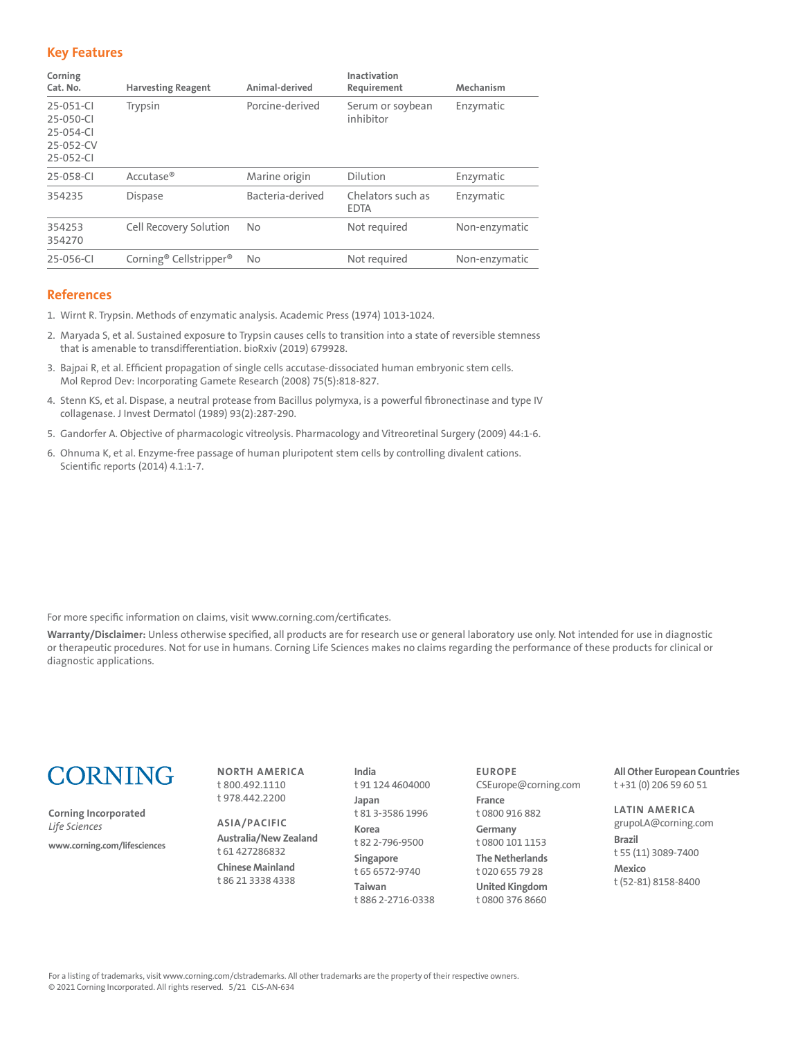## Key Features

| Corning Cat. No. | Harvesting Reagent | Animal-derived | Inactivation Requirement | Mechanism |
|---|---|---|---|---|
| 25-051-CI<br>25-050-CI<br>25-054-CI<br>25-052-CV<br>25-052-CI | Trypsin | Porcine-derived | Serum or soybean inhibitor | Enzymatic |
| 25-058-CI | Accutase® | Marine origin | Dilution | Enzymatic |
| 354235 | Dispase | Bacteria-derived | Chelators such as EDTA | Enzymatic |
| 354253<br>354270 | Cell Recovery Solution | No | Not required | Non-enzymatic |
| 25-056-CI | Corning® Cellstripper® | No | Not required | Non-enzymatic |

## References

1. Wirnt R. Trypsin. Methods of enzymatic analysis. Academic Press (1974) 1013-1024.
2. Maryada S, et al. Sustained exposure to Trypsin causes cells to transition into a state of reversible stemness that is amenable to transdifferentiation. bioRxiv (2019) 679928.
3. Bajpai R, et al. Efficient propagation of single cells accutase-dissociated human embryonic stem cells. Mol Reprod Dev: Incorporating Gamete Research (2008) 75(5):818-827.
4. Stenn KS, et al. Dispase, a neutral protease from Bacillus polymyxa, is a powerful fibronectinase and type IV collagenase. J Invest Dermatol (1989) 93(2):287-290.
5. Gandorfer A. Objective of pharmacologic vitreolysis. Pharmacology and Vitreoretinal Surgery (2009) 44:1-6.
6. Ohnuma K, et al. Enzyme-free passage of human pluripotent stem cells by controlling divalent cations. Scientific reports (2014) 4.1:1-7.

For more specific information on claims, visit www.corning.com/certificates.

**Warranty/Disclaimer:** Unless otherwise specified, all products are for research use or general laboratory use only. Not intended for use in diagnostic or therapeutic procedures. Not for use in humans. Corning Life Sciences makes no claims regarding the performance of these products for clinical or diagnostic applications.

CORNING

**Corning Incorporated**
*Life Sciences*

**www.corning.com/lifesciences**

**NORTH AMERICA**
t 800.492.1110
t 978.442.2200

**ASIA/PACIFIC**
**Australia/New Zealand**
t 61 427286832
**Chinese Mainland**
t 86 21 3338 4338
**India**
t 91 124 4604000
**Japan**
t 81 3-3586 1996
**Korea**
t 82 2-796-9500
**Singapore**
t 65 6572-9740
**Taiwan**
t 886 2-2716-0338

**EUROPE**
CSEurope@corning.com
**France**
t 0800 916 882
**Germany**
t 0800 101 1153
**The Netherlands**
t 020 655 79 28
**United Kingdom**
t 0800 376 8660
**All Other European Countries**
t +31 (0) 206 59 60 51

**LATIN AMERICA**
grupoLA@corning.com
**Brazil**
t 55 (11) 3089-7400
**Mexico**
t (52-81) 8158-8400

For a listing of trademarks, visit www.corning.com/clstrademarks. All other trademarks are the property of their respective owners.
© 2021 Corning Incorporated. All rights reserved. 5/21 CLS-AN-634